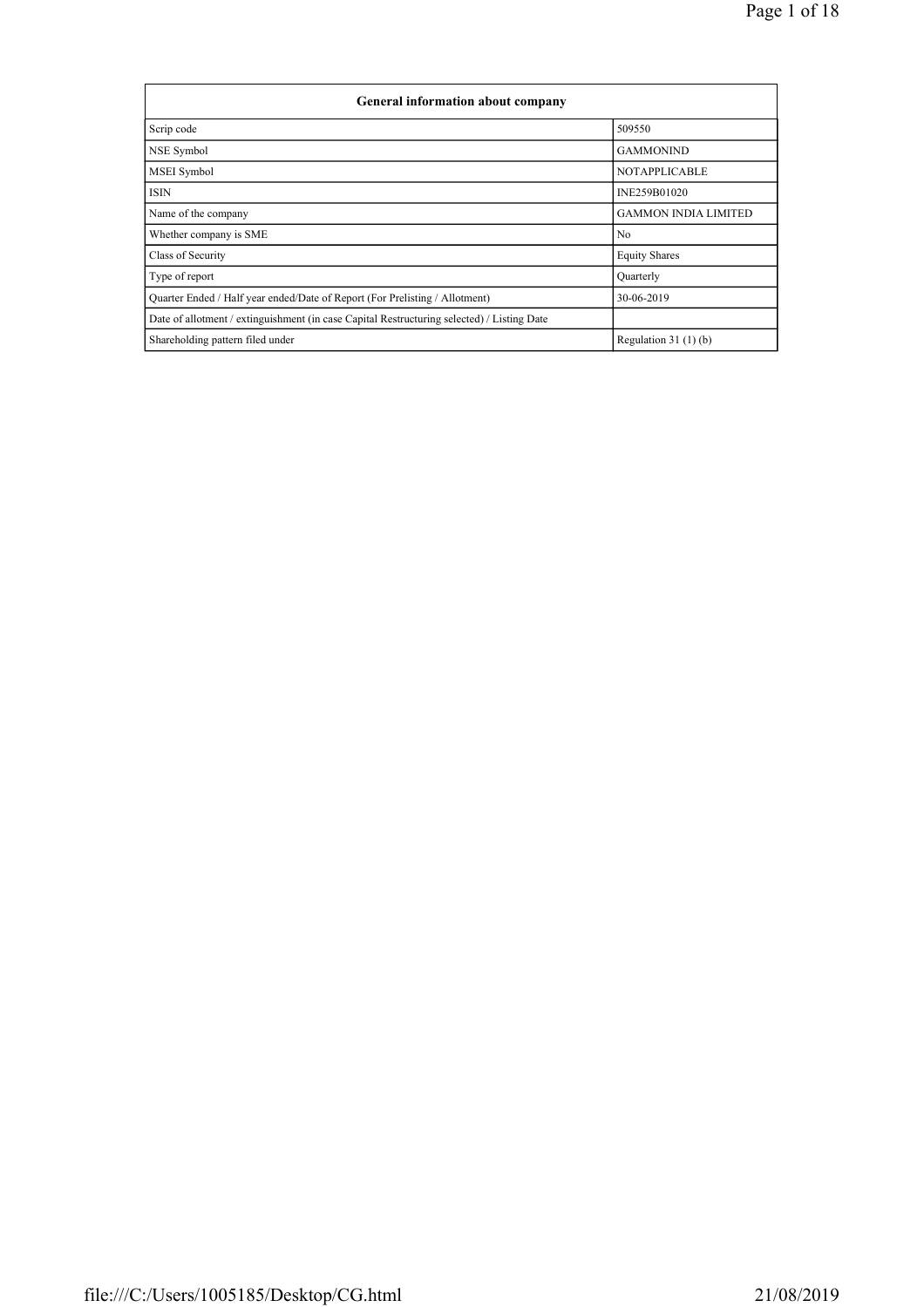| General information about company | |
| --- | --- |
| Scrip code | 509550 |
| NSE Symbol | GAMMONIND |
| MSEI Symbol | NOTAPPLICABLE |
| ISIN | INE259B01020 |
| Name of the company | GAMMON INDIA LIMITED |
| Whether company is SME | No |
| Class of Security | Equity Shares |
| Type of report | Quarterly |
| Quarter Ended / Half year ended/Date of Report (For Prelisting / Allotment) | 30-06-2019 |
| Date of allotment / extinguishment (in case Capital Restructuring selected) / Listing Date | |
| Shareholding pattern filed under | Regulation 31 (1) (b) |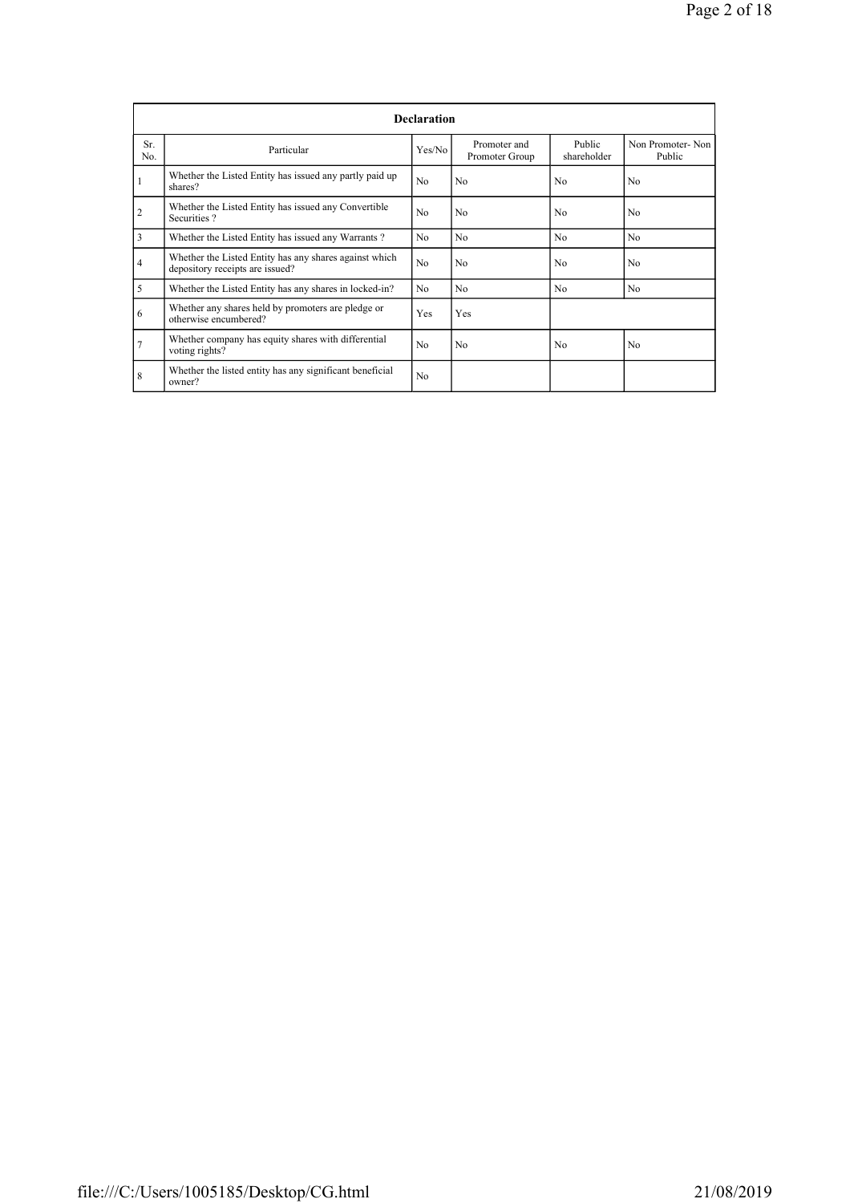| Declaration | | | | | |
|---|---|---|---|---|---|
| Sr. No. | Particular | Yes/No | Promoter and Promoter Group | Public shareholder | Non Promoter- Non Public |
| 1 | Whether the Listed Entity has issued any partly paid up shares? | No | No | No | No |
| 2 | Whether the Listed Entity has issued any Convertible Securities ? | No | No | No | No |
| 3 | Whether the Listed Entity has issued any Warrants ? | No | No | No | No |
| 4 | Whether the Listed Entity has any shares against which depository receipts are issued? | No | No | No | No |
| 5 | Whether the Listed Entity has any shares in locked-in? | No | No | No | No |
| 6 | Whether any shares held by promoters are pledge or otherwise encumbered? | Yes | Yes | | |
| 7 | Whether company has equity shares with differential voting rights? | No | No | No | No |
| 8 | Whether the listed entity has any significant beneficial owner? | No | | | |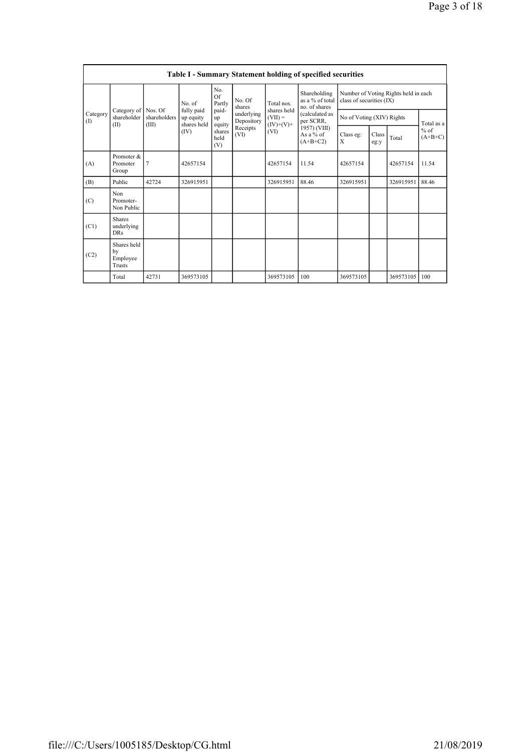| Table I - Summary Statement holding of specified securities | | | | | | | | | | | | |
|---|---|---|---|---|---|---|---|---|---|---|---|---|
| Category (I) | Category of shareholder (II) | Nos. Of shareholders (III) | No. of fully paid up equity shares held (IV) | No. Of Partly paid-up equity shares held (V) | No. Of shares underlying Depository Receipts (VI) | Total nos. shares held (VII) = (IV)+(V)+ (VI) | Shareholding as a % of total no. of shares (calculated as per SCRR, 1957) (VIII) As a % of (A+B+C2) | Number of Voting Rights held in each class of securities (IX) | | | |
| | | | | | | | | No of Voting (XIV) Rights | | | Total as a % of (A+B+C) |
| | | | | | | | | Class eg: X | Class eg:y | Total | |
| (A) | Promoter & Promoter Group | 7 | 42657154 | | | 42657154 | 11.54 | 42657154 | | 42657154 | 11.54 |
| (B) | Public | 42724 | 326915951 | | | 326915951 | 88.46 | 326915951 | | 326915951 | 88.46 |
| (C) | Non Promoter- Non Public | | | | | | | | | | |
| (C1) | Shares underlying DRs | | | | | | | | | | |
| (C2) | Shares held by Employee Trusts | | | | | | | | | | |
| | Total | 42731 | 369573105 | | | 369573105 | 100 | 369573105 | | 369573105 | 100 |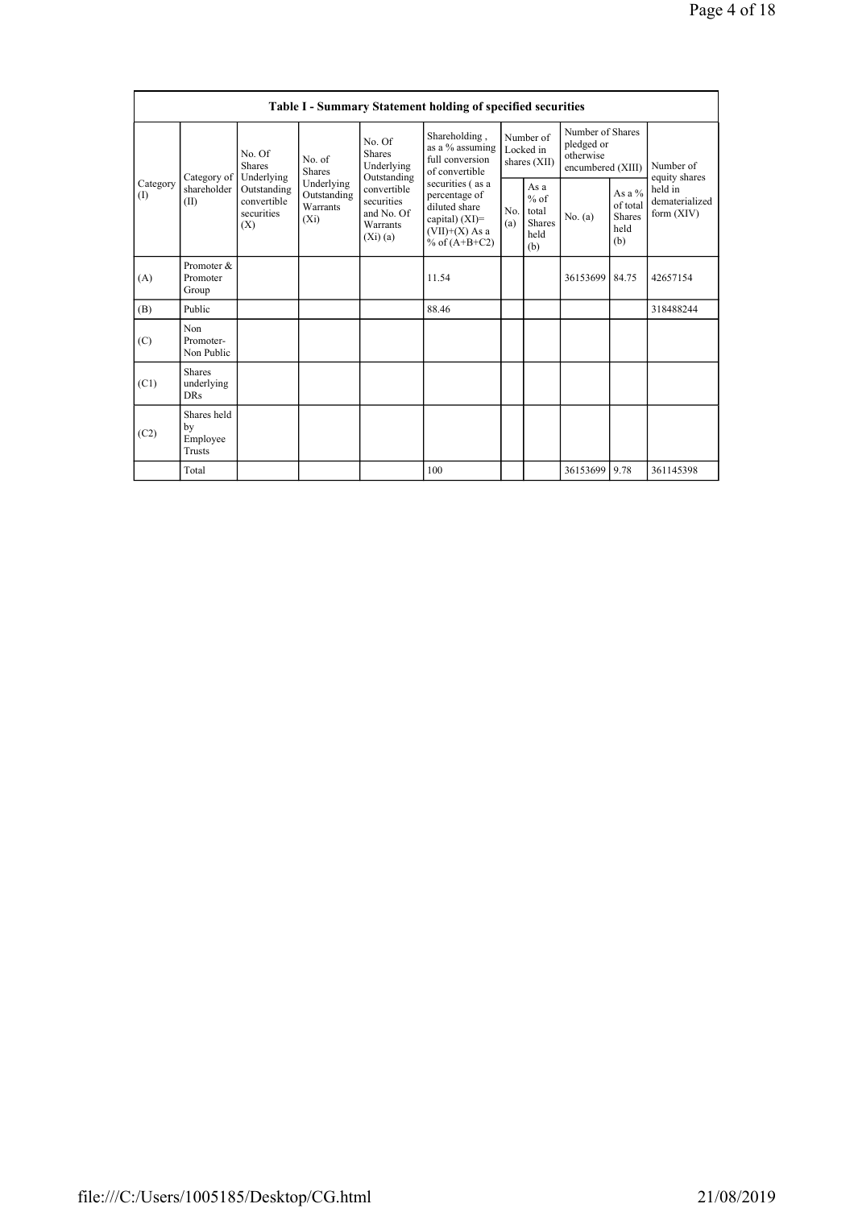| Table I - Summary Statement holding of specified securities | | | | | | | | | | |
|---|---|---|---|---|---|---|---|---|---|---|
| Category (I) | Category of shareholder (II) | No. Of Shares Underlying Outstanding convertible securities (X) | No. of Shares Underlying Outstanding Warrants (Xi) | No. Of Shares Underlying Outstanding convertible securities and No. Of Warrants (Xi) (a) | Shareholding , as a % assuming full conversion of convertible securities ( as a percentage of diluted share capital) (XI)= (VII)+(X) As a % of (A+B+C2) | Number of Locked in shares (XII) | | Number of Shares pledged or otherwise encumbered (XIII) | | Number of equity shares held in dematerialized form (XIV) |
| | | | | | | No. (a) | As a % of total Shares held (b) | No. (a) | As a % of total Shares held (b) | |
| (A) | Promoter & Promoter Group | | | | 11.54 | | | 36153699 | 84.75 | 42657154 |
| (B) | Public | | | | 88.46 | | | | | 318488244 |
| (C) | Non Promoter- Non Public | | | | | | | | | |
| (C1) | Shares underlying DRs | | | | | | | | | |
| (C2) | Shares held by Employee Trusts | | | | | | | | | |
| | Total | | | | 100 | | | 36153699 | 9.78 | 361145398 |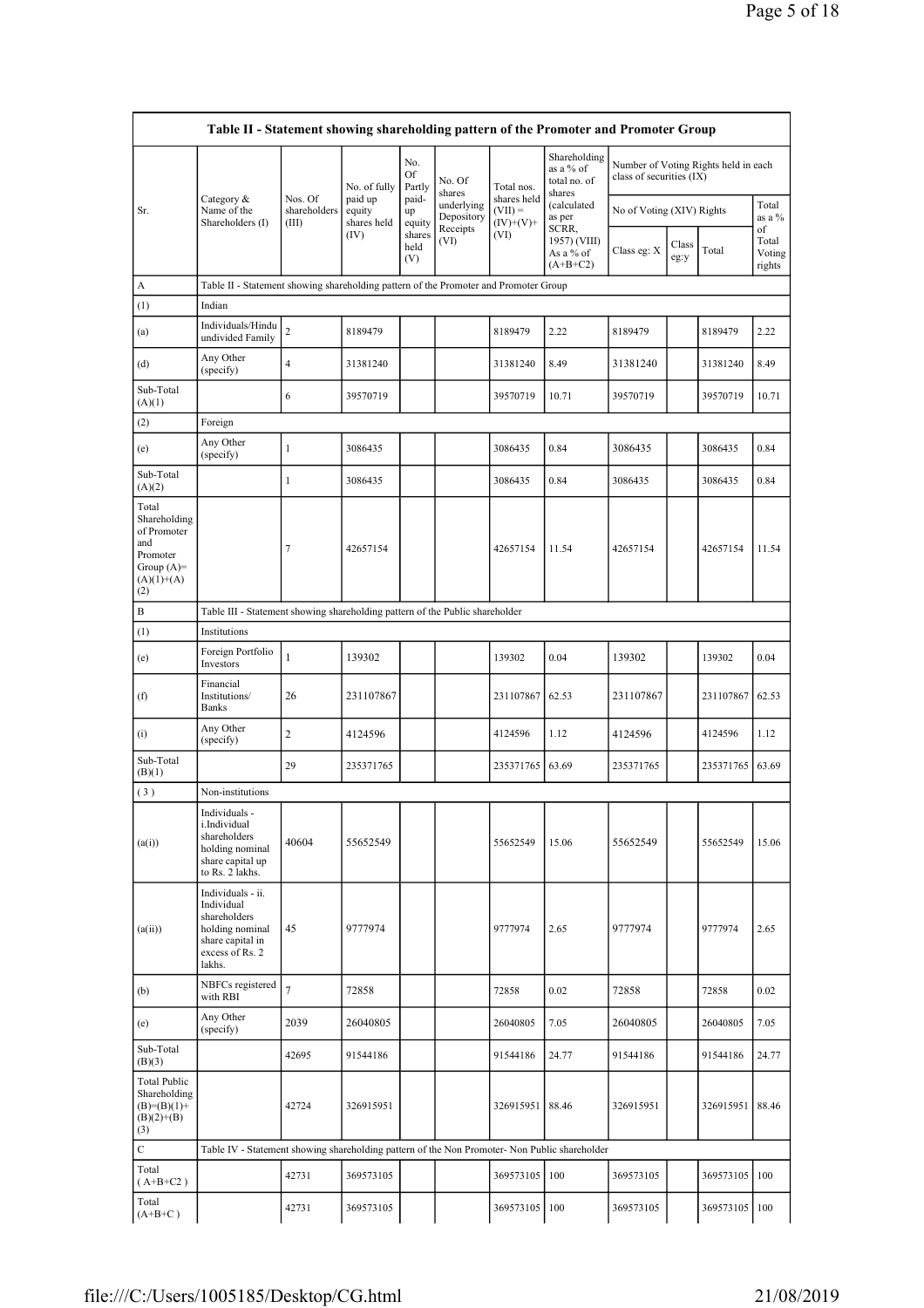| Table II - Statement showing shareholding pattern of the Promoter and Promoter Group | | | | | | | | | | | | |
|---|---|---|---|---|---|---|---|---|---|---|---|---|
| Sr. | Category & Name of the Shareholders (I) | Nos. Of shareholders (III) | No. of fully paid up equity shares held (IV) | No. Of Partly paid-up equity shares held (V) | No. Of shares underlying Depository Receipts (VI) | Total nos. shares held (VII) = (IV)+(V)+ (VI) | Shareholding as a % of total no. of shares (calculated as per SCRR, 1957) (VIII) As a % of (A+B+C2) | Number of Voting Rights held in each class of securities (IX) | | | | |
| | | | | | | | | No of Voting (XIV) Rights | | | Total as a % of Total Voting rights |
| | | | | | | | | Class eg: X | Class eg:y | Total | |
| A | Table II - Statement showing shareholding pattern of the Promoter and Promoter Group | | | | | | | | | | |
| (1) | Indian | | | | | | | | | | |
| (a) | Individuals/Hindu undivided Family | 2 | 8189479 | | | 8189479 | 2.22 | 8189479 | | 8189479 | 2.22 |
| (d) | Any Other (specify) | 4 | 31381240 | | | 31381240 | 8.49 | 31381240 | | 31381240 | 8.49 |
| Sub-Total (A)(1) | | 6 | 39570719 | | | 39570719 | 10.71 | 39570719 | | 39570719 | 10.71 |
| (2) | Foreign | | | | | | | | | | |
| (e) | Any Other (specify) | 1 | 3086435 | | | 3086435 | 0.84 | 3086435 | | 3086435 | 0.84 |
| Sub-Total (A)(2) | | 1 | 3086435 | | | 3086435 | 0.84 | 3086435 | | 3086435 | 0.84 |
| Total Shareholding of Promoter and Promoter Group (A)= (A)(1)+(A)(2) | | 7 | 42657154 | | | 42657154 | 11.54 | 42657154 | | 42657154 | 11.54 |
| B | Table III - Statement showing shareholding pattern of the Public shareholder | | | | | | | | | | |
| (1) | Institutions | | | | | | | | | | |
| (e) | Foreign Portfolio Investors | 1 | 139302 | | | 139302 | 0.04 | 139302 | | 139302 | 0.04 |
| (f) | Financial Institutions/ Banks | 26 | 231107867 | | | 231107867 | 62.53 | 231107867 | | 231107867 | 62.53 |
| (i) | Any Other (specify) | 2 | 4124596 | | | 4124596 | 1.12 | 4124596 | | 4124596 | 1.12 |
| Sub-Total (B)(1) | | 29 | 235371765 | | | 235371765 | 63.69 | 235371765 | | 235371765 | 63.69 |
| (3) | Non-institutions | | | | | | | | | | |
| (a(i)) | Individuals - i.Individual shareholders holding nominal share capital up to Rs. 2 lakhs. | 40604 | 55652549 | | | 55652549 | 15.06 | 55652549 | | 55652549 | 15.06 |
| (a(ii)) | Individuals - ii. Individual shareholders holding nominal share capital in excess of Rs. 2 lakhs. | 45 | 9777974 | | | 9777974 | 2.65 | 9777974 | | 9777974 | 2.65 |
| (b) | NBFCs registered with RBI | 7 | 72858 | | | 72858 | 0.02 | 72858 | | 72858 | 0.02 |
| (e) | Any Other (specify) | 2039 | 26040805 | | | 26040805 | 7.05 | 26040805 | | 26040805 | 7.05 |
| Sub-Total (B)(3) | | 42695 | 91544186 | | | 91544186 | 24.77 | 91544186 | | 91544186 | 24.77 |
| Total Public Shareholding (B)=(B)(1)+(B)(2)+(B)(3) | | 42724 | 326915951 | | | 326915951 | 88.46 | 326915951 | | 326915951 | 88.46 |
| C | Table IV - Statement showing shareholding pattern of the Non Promoter- Non Public shareholder | | | | | | | | | | |
| Total (A+B+C2 ) | | 42731 | 369573105 | | | 369573105 | 100 | 369573105 | | 369573105 | 100 |
| Total (A+B+C ) | | 42731 | 369573105 | | | 369573105 | 100 | 369573105 | | 369573105 | 100 |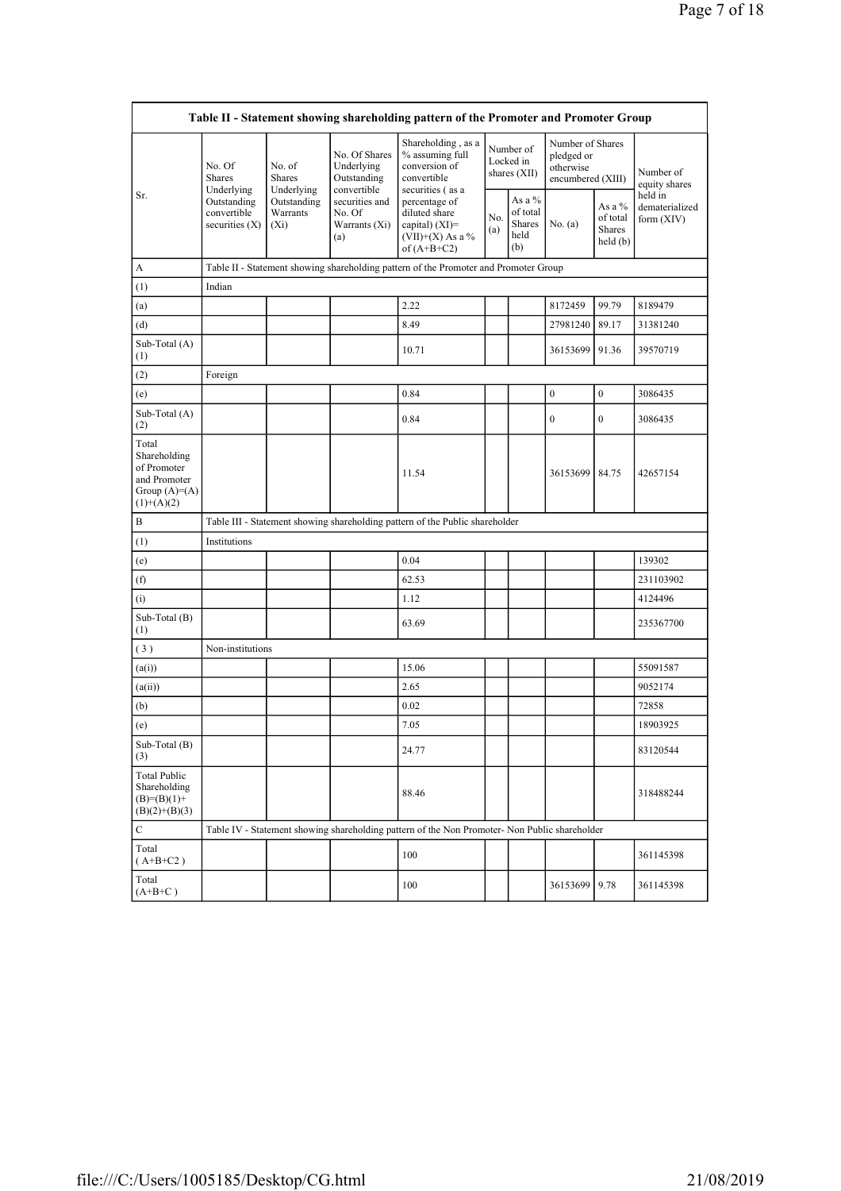| Table II - Statement showing shareholding pattern of the Promoter and Promoter Group | | | | | | | | | |
|---|---|---|---|---|---|---|---|---|---|
| Sr. | No. Of Shares Underlying Outstanding convertible securities (X) | No. of Shares Underlying Outstanding Warrants (Xi) | No. Of Shares Underlying Outstanding convertible securities and No. Of Warrants (Xi) (a) | Shareholding , as a % assuming full conversion of convertible securities ( as a percentage of diluted share capital) (XI)= (VII)+(X) As a % of (A+B+C2) | Number of Locked in shares (XII) | | Number of Shares pledged or otherwise encumbered (XIII) | | Number of equity shares held in dematerialized form (XIV) |
| | | | | | No. (a) | As a % of total Shares held (b) | No. (a) | As a % of total Shares held (b) | |
| A | Table II - Statement showing shareholding pattern of the Promoter and Promoter Group | | | | | | | | |
| (1) | Indian | | | | | | | | |
| (a) | | | | 2.22 | | | 8172459 | 99.79 | 8189479 |
| (d) | | | | 8.49 | | | 27981240 | 89.17 | 31381240 |
| Sub-Total (A) (1) | | | | 10.71 | | | 36153699 | 91.36 | 39570719 |
| (2) | Foreign | | | | | | | | |
| (e) | | | | 0.84 | | | 0 | 0 | 3086435 |
| Sub-Total (A) (2) | | | | 0.84 | | | 0 | 0 | 3086435 |
| Total Shareholding of Promoter and Promoter Group (A)=(A)(1)+(A)(2) | | | | 11.54 | | | 36153699 | 84.75 | 42657154 |
| B | Table III - Statement showing shareholding pattern of the Public shareholder | | | | | | | | |
| (1) | Institutions | | | | | | | | |
| (e) | | | | 0.04 | | | | | 139302 |
| (f) | | | | 62.53 | | | | | 231103902 |
| (i) | | | | 1.12 | | | | | 4124496 |
| Sub-Total (B) (1) | | | | 63.69 | | | | | 235367700 |
| ( 3 ) | Non-institutions | | | | | | | | |
| (a(i)) | | | | 15.06 | | | | | 55091587 |
| (a(ii)) | | | | 2.65 | | | | | 9052174 |
| (b) | | | | 0.02 | | | | | 72858 |
| (e) | | | | 7.05 | | | | | 18903925 |
| Sub-Total (B) (3) | | | | 24.77 | | | | | 83120544 |
| Total Public Shareholding (B)=(B)(1)+(B)(2)+(B)(3) | | | | 88.46 | | | | | 318488244 |
| C | Table IV - Statement showing shareholding pattern of the Non Promoter- Non Public shareholder | | | | | | | | |
| Total ( A+B+C2 ) | | | | 100 | | | | | 361145398 |
| Total (A+B+C ) | | | | 100 | | | 36153699 | 9.78 | 361145398 |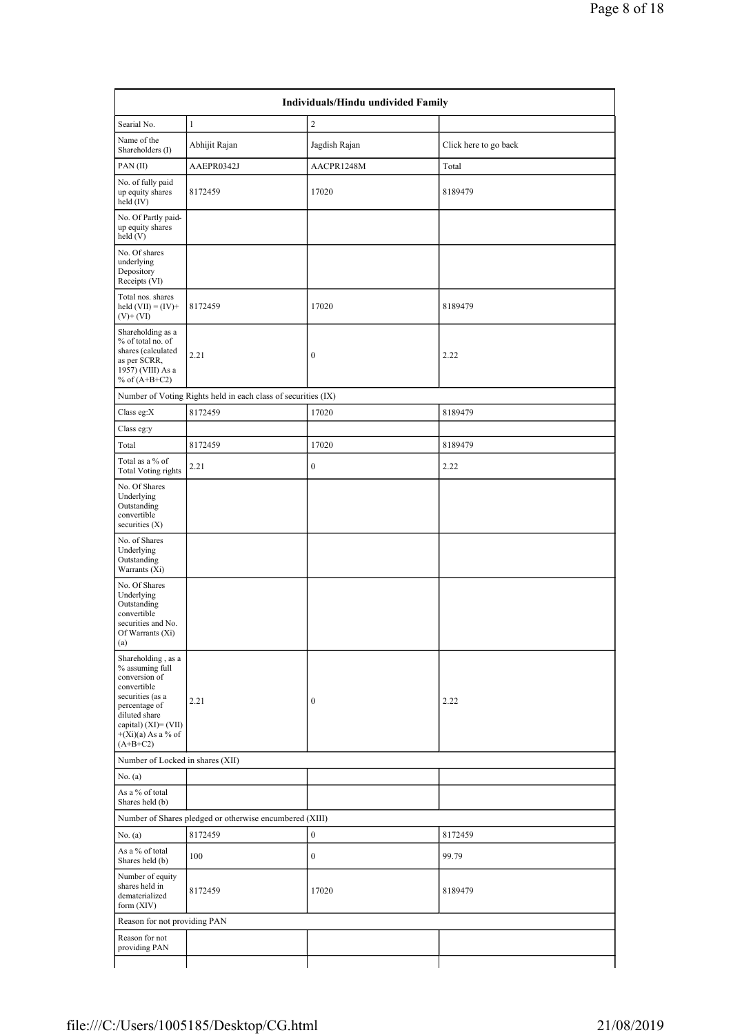| Individuals/Hindu undivided Family | | | |
|---|---|---|---|
| Searial No. | 1 | 2 | |
| Name of the Shareholders (I) | Abhijit Rajan | Jagdish Rajan | Click here to go back |
| PAN (II) | AAEPR0342J | AACPR1248M | Total |
| No. of fully paid up equity shares held (IV) | 8172459 | 17020 | 8189479 |
| No. Of Partly paid-up equity shares held (V) | | | |
| No. Of shares underlying Depository Receipts (VI) | | | |
| Total nos. shares held (VII) = (IV)+(V)+ (VI) | 8172459 | 17020 | 8189479 |
| Shareholding as a % of total no. of shares (calculated as per SCRR, 1957) (VIII) As a % of (A+B+C2) | 2.21 | 0 | 2.22 |
| Number of Voting Rights held in each class of securities (IX) | | | |
| Class eg:X | 8172459 | 17020 | 8189479 |
| Class eg:y | | | |
| Total | 8172459 | 17020 | 8189479 |
| Total as a % of Total Voting rights | 2.21 | 0 | 2.22 |
| No. Of Shares Underlying Outstanding convertible securities (X) | | | |
| No. of Shares Underlying Outstanding Warrants (Xi) | | | |
| No. Of Shares Underlying Outstanding convertible securities and No. Of Warrants (Xi) (a) | | | |
| Shareholding , as a % assuming full conversion of convertible securities (as a percentage of diluted share capital) (XI)= (VII)+(Xi)(a) As a % of (A+B+C2) | 2.21 | 0 | 2.22 |
| Number of Locked in shares (XII) | | | |
| No. (a) | | | |
| As a % of total Shares held (b) | | | |
| Number of Shares pledged or otherwise encumbered (XIII) | | | |
| No. (a) | 8172459 | 0 | 8172459 |
| As a % of total Shares held (b) | 100 | 0 | 99.79 |
| Number of equity shares held in dematerialized form (XIV) | 8172459 | 17020 | 8189479 |
| Reason for not providing PAN | | | |
| Reason for not providing PAN | | | |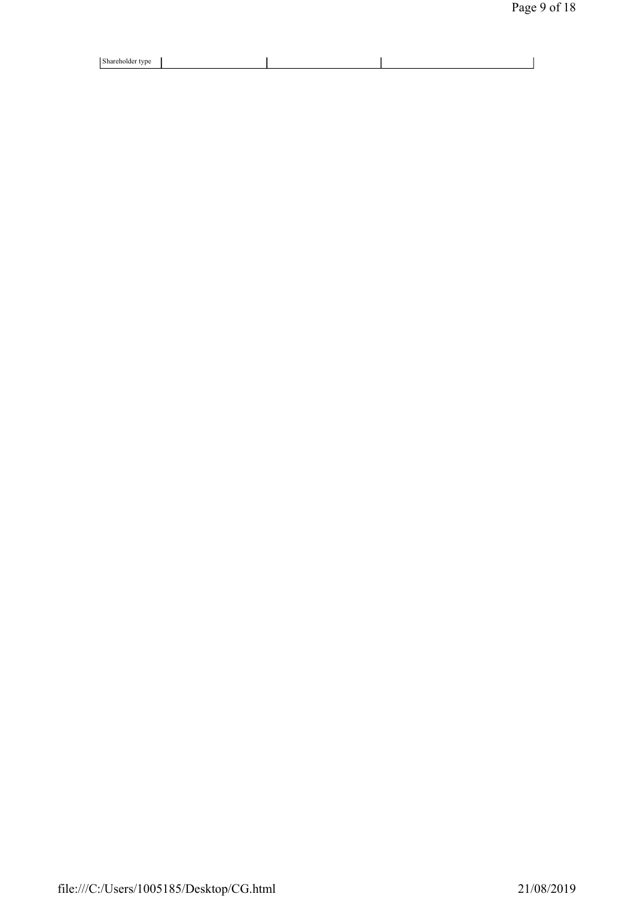| | | | |
|---|---|---|---|
| Shareholder type | | | |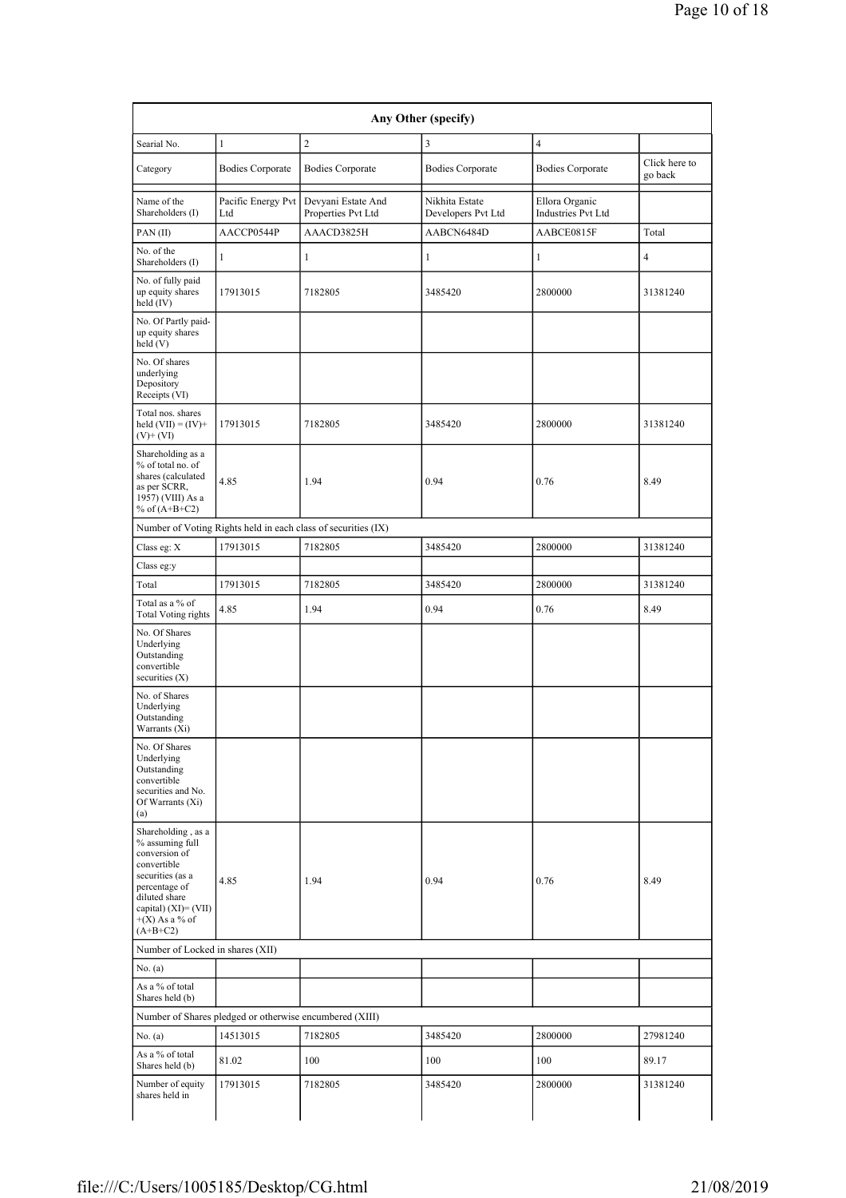| Any Other (specify) | | | | | |
|---|---|---|---|---|---|
| Searial No. | 1 | 2 | 3 | 4 | |
| Category | Bodies Corporate | Bodies Corporate | Bodies Corporate | Bodies Corporate | Click here to go back |
| Name of the Shareholders (I) | Pacific Energy Pvt Ltd | Devyani Estate And Properties Pvt Ltd | Nikhita Estate Developers Pvt Ltd | Ellora Organic Industries Pvt Ltd | |
| PAN (II) | AACCP0544P | AAACD3825H | AABCN6484D | AABCE0815F | Total |
| No. of the Shareholders (I) | 1 | 1 | 1 | 1 | 4 |
| No. of fully paid up equity shares held (IV) | 17913015 | 7182805 | 3485420 | 2800000 | 31381240 |
| No. Of Partly paid-up equity shares held (V) | | | | | |
| No. Of shares underlying Depository Receipts (VI) | | | | | |
| Total nos. shares held (VII) = (IV)+(V)+ (VI) | 17913015 | 7182805 | 3485420 | 2800000 | 31381240 |
| Shareholding as a % of total no. of shares (calculated as per SCRR, 1957) (VIII) As a % of (A+B+C2) | 4.85 | 1.94 | 0.94 | 0.76 | 8.49 |
| Number of Voting Rights held in each class of securities (IX) | | | | | |
| Class eg: X | 17913015 | 7182805 | 3485420 | 2800000 | 31381240 |
| Class eg:y | | | | | |
| Total | 17913015 | 7182805 | 3485420 | 2800000 | 31381240 |
| Total as a % of Total Voting rights | 4.85 | 1.94 | 0.94 | 0.76 | 8.49 |
| No. Of Shares Underlying Outstanding convertible securities (X) | | | | | |
| No. of Shares Underlying Outstanding Warrants (Xi) | | | | | |
| No. Of Shares Underlying Outstanding convertible securities and No. Of Warrants (Xi) (a) | | | | | |
| Shareholding , as a % assuming full conversion of convertible securities (as a percentage of diluted share capital) (XI)= (VII)+(X) As a % of (A+B+C2) | 4.85 | 1.94 | 0.94 | 0.76 | 8.49 |
| Number of Locked in shares (XII) | | | | | |
| No. (a) | | | | | |
| As a % of total Shares held (b) | | | | | |
| Number of Shares pledged or otherwise encumbered (XIII) | | | | | |
| No. (a) | 14513015 | 7182805 | 3485420 | 2800000 | 27981240 |
| As a % of total Shares held (b) | 81.02 | 100 | 100 | 100 | 89.17 |
| Number of equity shares held in | 17913015 | 7182805 | 3485420 | 2800000 | 31381240 |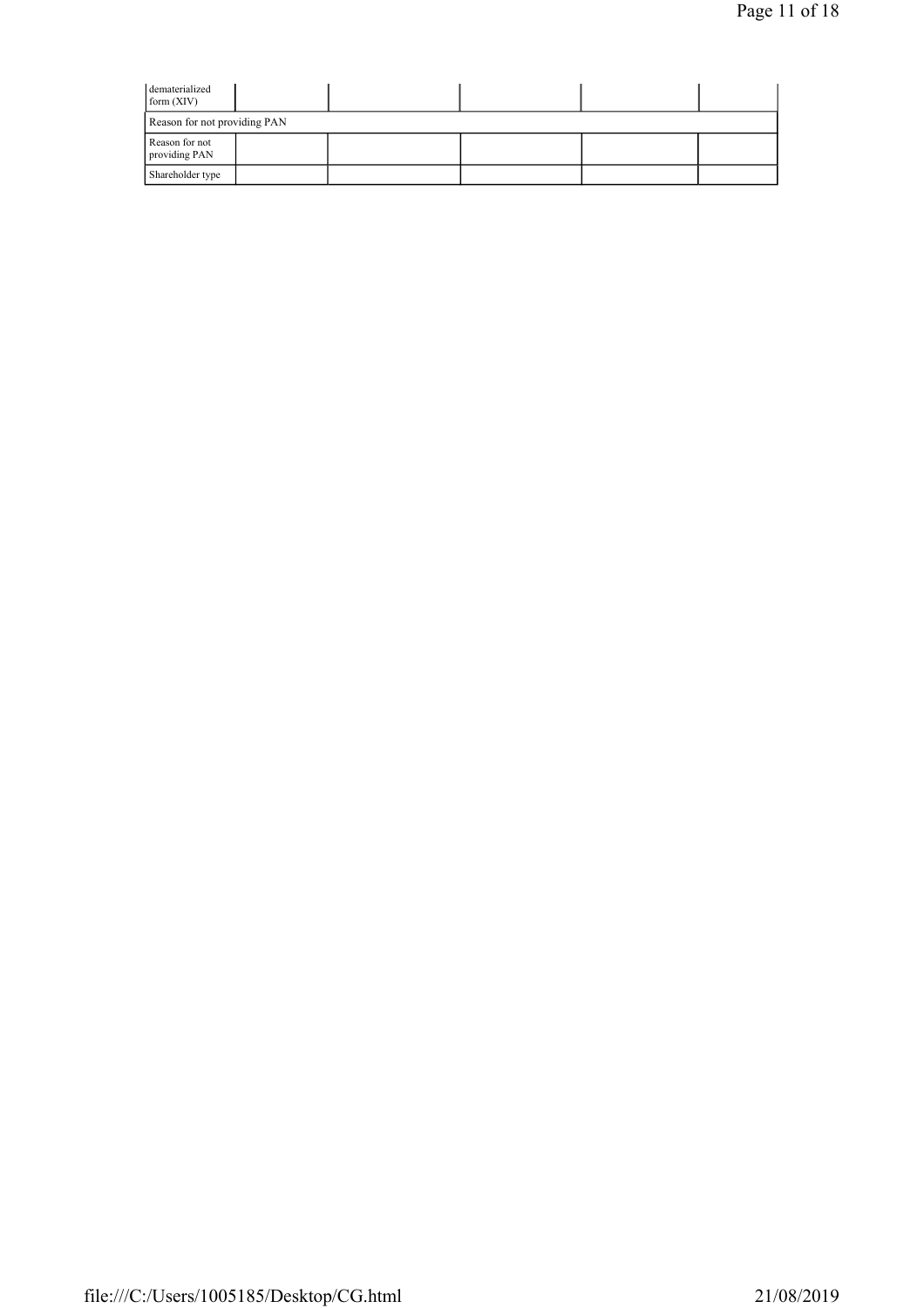| dematerialized form (XIV) | | | | | |
|---|---|---|---|---|---|
| Reason for not providing PAN | | | | | |
| Reason for not providing PAN | | | | | |
| Shareholder type | | | | | |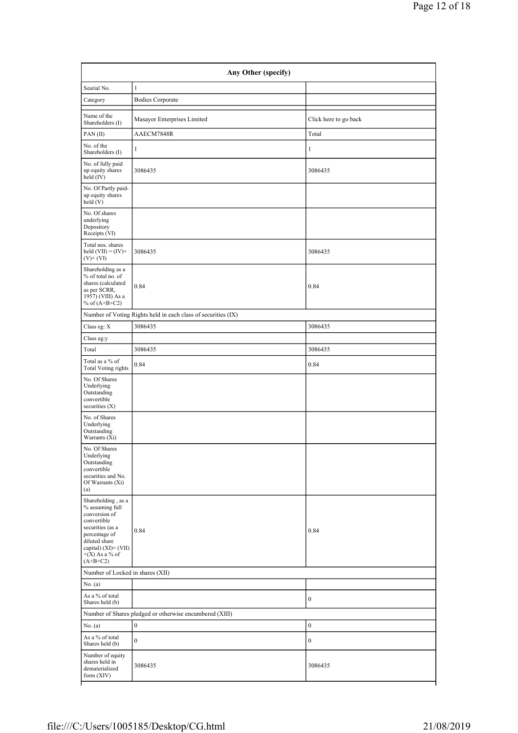| Any Other (specify) | | |
|---|---|---|
| Searial No. | 1 | |
| Category | Bodies Corporate | |
| Name of the Shareholders (I) | Masayor Enterprises Limited | Click here to go back |
| PAN (II) | AAECM7848R | Total |
| No. of the Shareholders (I) | 1 | 1 |
| No. of fully paid up equity shares held (IV) | 3086435 | 3086435 |
| No. Of Partly paid-up equity shares held (V) | | |
| No. Of shares underlying Depository Receipts (VI) | | |
| Total nos. shares held (VII) = (IV)+ (V)+ (VI) | 3086435 | 3086435 |
| Shareholding as a % of total no. of shares (calculated as per SCRR, 1957) (VIII) As a % of (A+B+C2) | 0.84 | 0.84 |
| Number of Voting Rights held in each class of securities (IX) | | |
| Class eg: X | 3086435 | 3086435 |
| Class eg:y | | |
| Total | 3086435 | 3086435 |
| Total as a % of Total Voting rights | 0.84 | 0.84 |
| No. Of Shares Underlying Outstanding convertible securities (X) | | |
| No. of Shares Underlying Outstanding Warrants (Xi) | | |
| No. Of Shares Underlying Outstanding convertible securities and No. Of Warrants (Xi) (a) | | |
| Shareholding , as a % assuming full conversion of convertible securities (as a percentage of diluted share capital) (XI)= (VII) +(X) As a % of (A+B+C2) | 0.84 | 0.84 |
| Number of Locked in shares (XII) | | |
| No. (a) | | |
| As a % of total Shares held (b) | | 0 |
| Number of Shares pledged or otherwise encumbered (XIII) | | |
| No. (a) | 0 | 0 |
| As a % of total Shares held (b) | 0 | 0 |
| Number of equity shares held in dematerialized form (XIV) | 3086435 | 3086435 |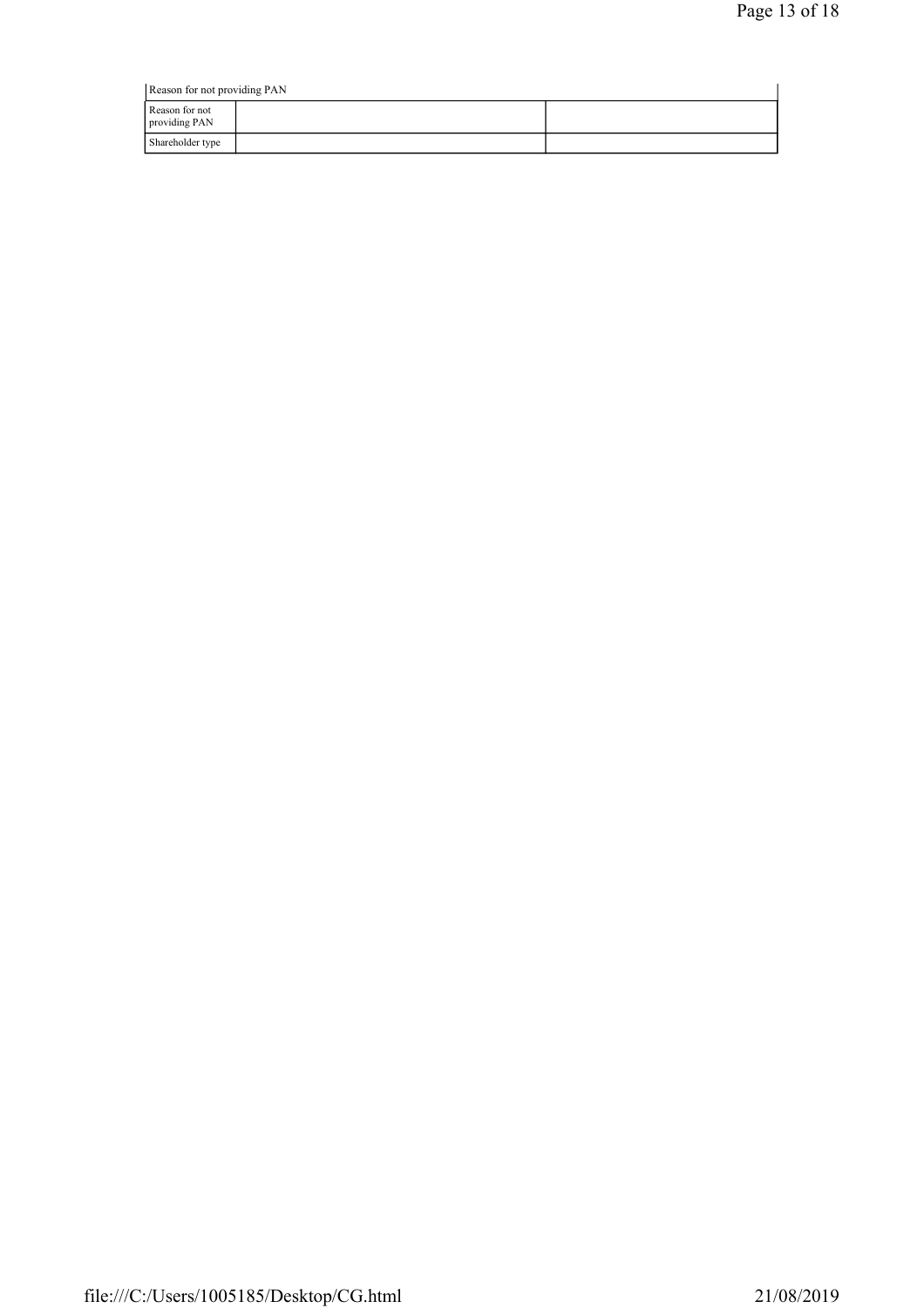| Reason for not providing PAN | | |
|---|---|---|
| Reason for not providing PAN | | |
| Shareholder type | | |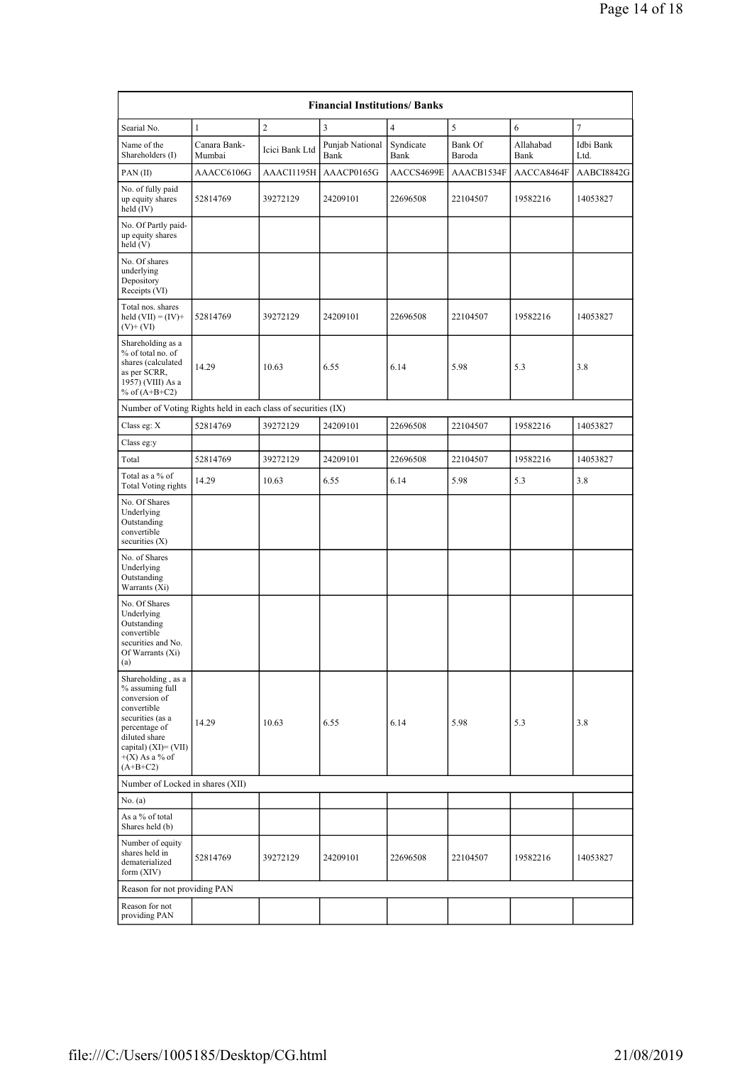| Financial Institutions/ Banks | | | | | | | |
|---|---|---|---|---|---|---|---|
| Searial No. | 1 | 2 | 3 | 4 | 5 | 6 | 7 |
| Name of the Shareholders (I) | Canara Bank-Mumbai | Icici Bank Ltd | Punjab National Bank | Syndicate Bank | Bank Of Baroda | Allahabad Bank | Idbi Bank Ltd. |
| PAN (II) | AAACC6106G | AAACI1195H | AAACP0165G | AACCS4699E | AAACB1534F | AACCA8464F | AABCI8842G |
| No. of fully paid up equity shares held (IV) | 52814769 | 39272129 | 24209101 | 22696508 | 22104507 | 19582216 | 14053827 |
| No. Of Partly paid-up equity shares held (V) | | | | | | | |
| No. Of shares underlying Depository Receipts (VI) | | | | | | | |
| Total nos. shares held (VII) = (IV)+ (V)+ (VI) | 52814769 | 39272129 | 24209101 | 22696508 | 22104507 | 19582216 | 14053827 |
| Shareholding as a % of total no. of shares (calculated as per SCRR, 1957) (VIII) As a % of (A+B+C2) | 14.29 | 10.63 | 6.55 | 6.14 | 5.98 | 5.3 | 3.8 |
| Number of Voting Rights held in each class of securities (IX) | | | | | | | |
| Class eg: X | 52814769 | 39272129 | 24209101 | 22696508 | 22104507 | 19582216 | 14053827 |
| Class eg:y | | | | | | | |
| Total | 52814769 | 39272129 | 24209101 | 22696508 | 22104507 | 19582216 | 14053827 |
| Total as a % of Total Voting rights | 14.29 | 10.63 | 6.55 | 6.14 | 5.98 | 5.3 | 3.8 |
| No. Of Shares Underlying Outstanding convertible securities (X) | | | | | | | |
| No. of Shares Underlying Outstanding Warrants (Xi) | | | | | | | |
| No. Of Shares Underlying Outstanding convertible securities and No. Of Warrants (Xi) (a) | | | | | | | |
| Shareholding , as a % assuming full conversion of convertible securities (as a percentage of diluted share capital) (XI)= (VII) +(X) As a % of (A+B+C2) | 14.29 | 10.63 | 6.55 | 6.14 | 5.98 | 5.3 | 3.8 |
| Number of Locked in shares (XII) | | | | | | | |
| No. (a) | | | | | | | |
| As a % of total Shares held (b) | | | | | | | |
| Number of equity shares held in dematerialized form (XIV) | 52814769 | 39272129 | 24209101 | 22696508 | 22104507 | 19582216 | 14053827 |
| Reason for not providing PAN | | | | | | | |
| Reason for not providing PAN | | | | | | | |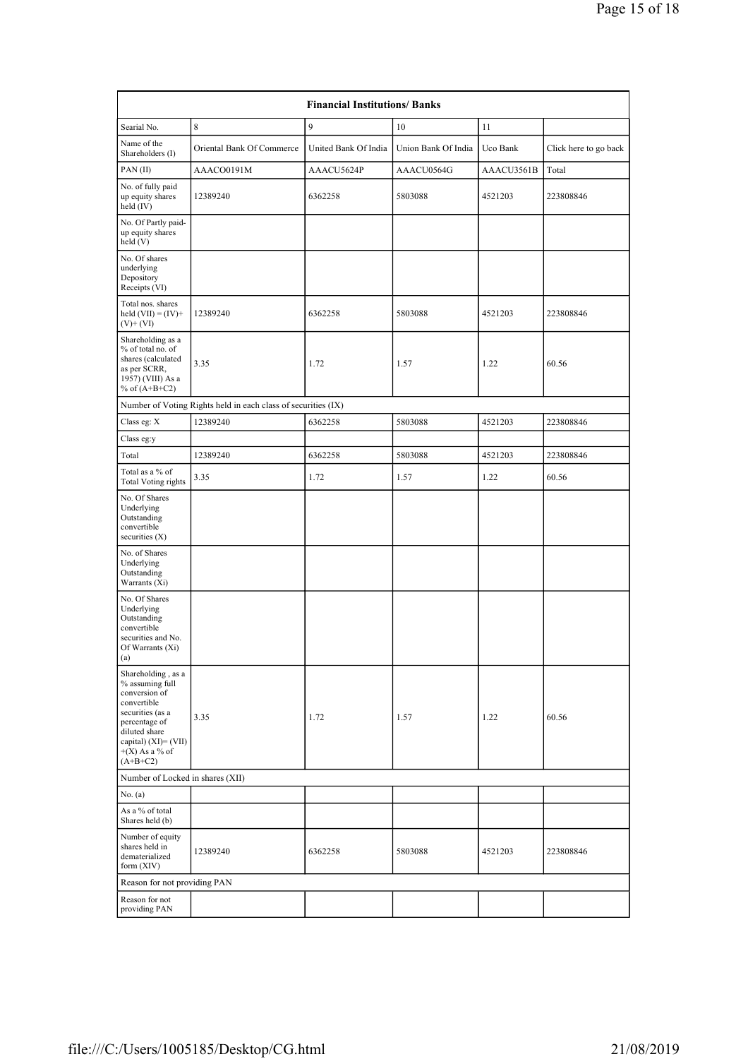| Financial Institutions/ Banks | | | | | |
|---|---|---|---|---|---|
| Searial No. | 8 | 9 | 10 | 11 | |
| Name of the Shareholders (I) | Oriental Bank Of Commerce | United Bank Of India | Union Bank Of India | Uco Bank | Click here to go back |
| PAN (II) | AAACO0191M | AAACU5624P | AAACU0564G | AAACU3561B | Total |
| No. of fully paid up equity shares held (IV) | 12389240 | 6362258 | 5803088 | 4521203 | 223808846 |
| No. Of Partly paid-up equity shares held (V) | | | | | |
| No. Of shares underlying Depository Receipts (VI) | | | | | |
| Total nos. shares held (VII) = (IV)+ (V)+ (VI) | 12389240 | 6362258 | 5803088 | 4521203 | 223808846 |
| Shareholding as a % of total no. of shares (calculated as per SCRR, 1957) (VIII) As a % of (A+B+C2) | 3.35 | 1.72 | 1.57 | 1.22 | 60.56 |
| Number of Voting Rights held in each class of securities (IX) | | | | | |
| Class eg: X | 12389240 | 6362258 | 5803088 | 4521203 | 223808846 |
| Class eg:y | | | | | |
| Total | 12389240 | 6362258 | 5803088 | 4521203 | 223808846 |
| Total as a % of Total Voting rights | 3.35 | 1.72 | 1.57 | 1.22 | 60.56 |
| No. Of Shares Underlying Outstanding convertible securities (X) | | | | | |
| No. of Shares Underlying Outstanding Warrants (Xi) | | | | | |
| No. Of Shares Underlying Outstanding convertible securities and No. Of Warrants (Xi) (a) | | | | | |
| Shareholding , as a % assuming full conversion of convertible securities (as a percentage of diluted share capital) (XI)= (VII) +(X) As a % of (A+B+C2) | 3.35 | 1.72 | 1.57 | 1.22 | 60.56 |
| Number of Locked in shares (XII) | | | | | |
| No. (a) | | | | | |
| As a % of total Shares held (b) | | | | | |
| Number of equity shares held in dematerialized form (XIV) | 12389240 | 6362258 | 5803088 | 4521203 | 223808846 |
| Reason for not providing PAN | | | | | |
| Reason for not providing PAN | | | | | |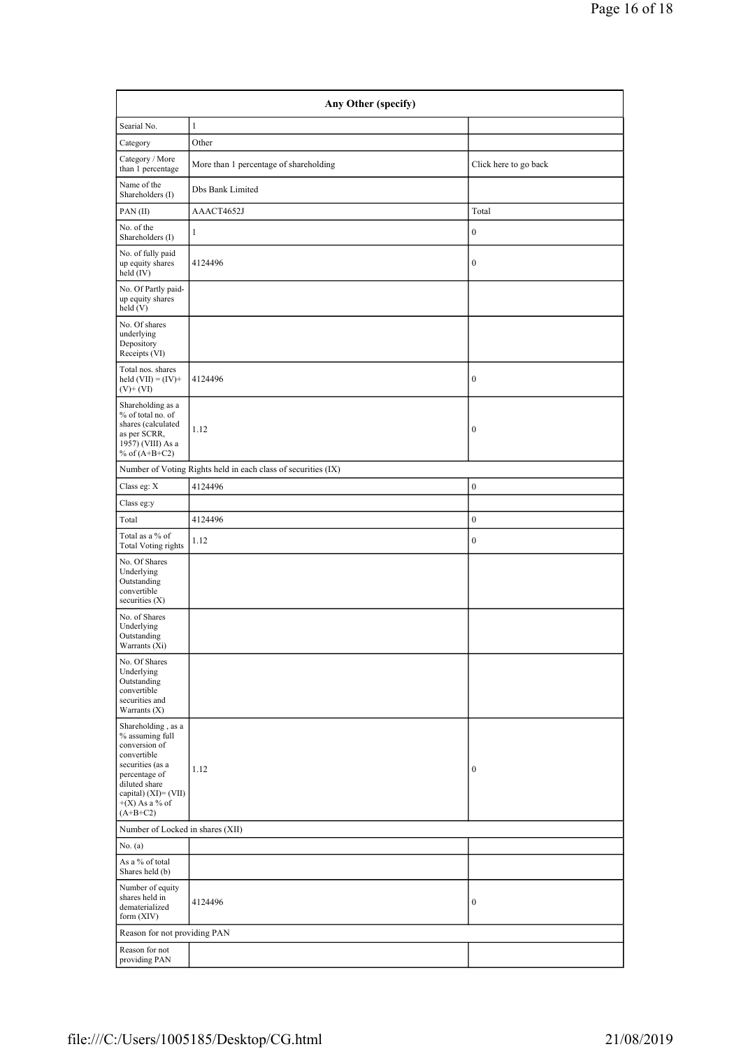| Any Other (specify) | | |
|---|---|---|
| Searial No. | 1 | |
| Category | Other | |
| Category / More than 1 percentage | More than 1 percentage of shareholding | Click here to go back |
| Name of the Shareholders (I) | Dbs Bank Limited | |
| PAN (II) | AAACT4652J | Total |
| No. of the Shareholders (I) | 1 | 0 |
| No. of fully paid up equity shares held (IV) | 4124496 | 0 |
| No. Of Partly paid-up equity shares held (V) | | |
| No. Of shares underlying Depository Receipts (VI) | | |
| Total nos. shares held (VII) = (IV)+ (V)+ (VI) | 4124496 | 0 |
| Shareholding as a % of total no. of shares (calculated as per SCRR, 1957) (VIII) As a % of (A+B+C2) | 1.12 | 0 |
| Number of Voting Rights held in each class of securities (IX) | | |
| Class eg: X | 4124496 | 0 |
| Class eg:y | | |
| Total | 4124496 | 0 |
| Total as a % of Total Voting rights | 1.12 | 0 |
| No. Of Shares Underlying Outstanding convertible securities (X) | | |
| No. of Shares Underlying Outstanding Warrants (Xi) | | |
| No. Of Shares Underlying Outstanding convertible securities and Warrants (X) | | |
| Shareholding , as a % assuming full conversion of convertible securities (as a percentage of diluted share capital) (XI)= (VII) +(X) As a % of (A+B+C2) | 1.12 | 0 |
| Number of Locked in shares (XII) | | |
| No. (a) | | |
| As a % of total Shares held (b) | | |
| Number of equity shares held in dematerialized form (XIV) | 4124496 | 0 |
| Reason for not providing PAN | | |
| Reason for not providing PAN | | |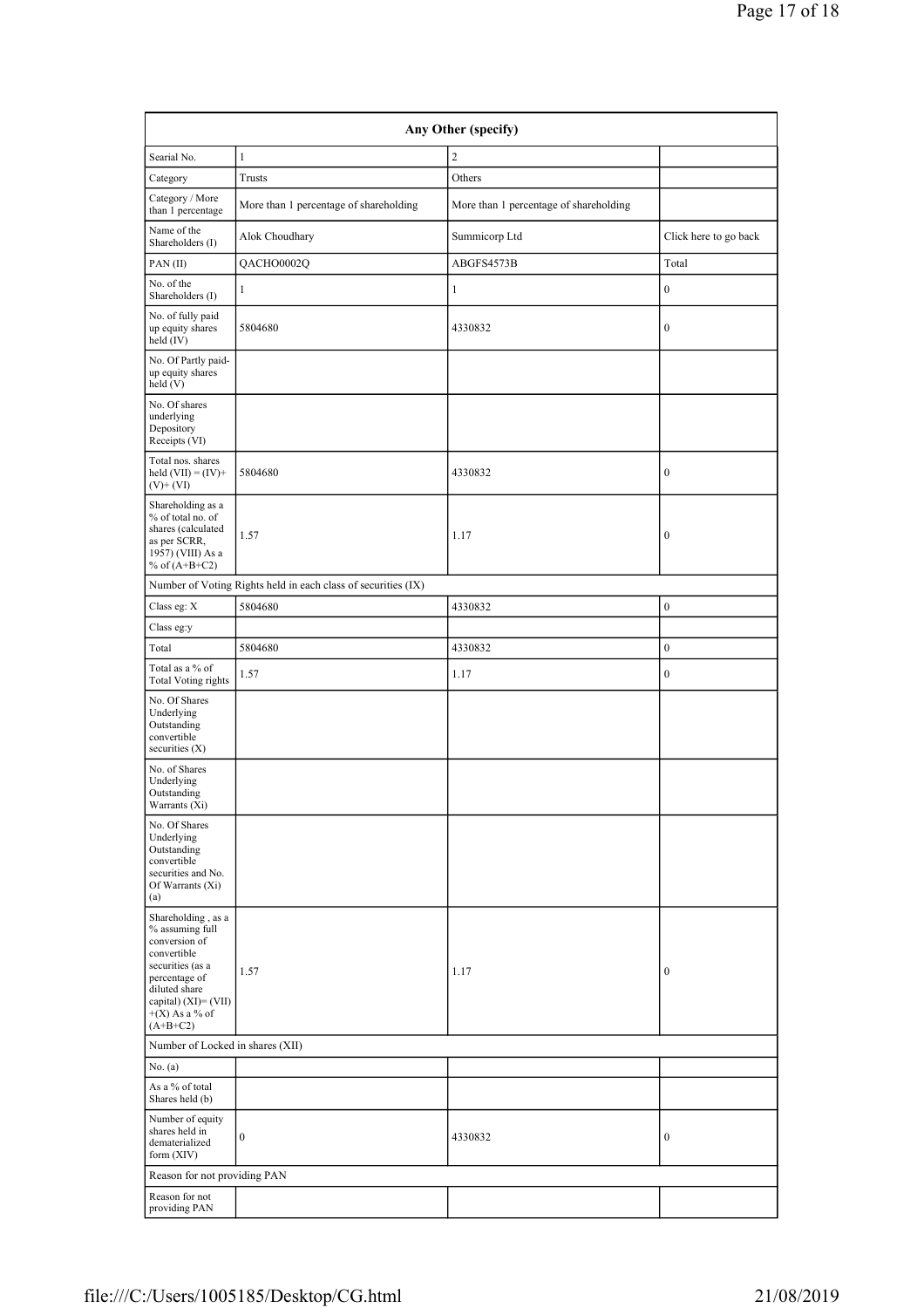| Any Other (specify) | | | |
|---|---|---|---|
| Searial No. | 1 | 2 | |
| Category | Trusts | Others | |
| Category / More than 1 percentage | More than 1 percentage of shareholding | More than 1 percentage of shareholding | |
| Name of the Shareholders (I) | Alok Choudhary | Summicorp Ltd | Click here to go back |
| PAN (II) | QACHO0002Q | ABGFS4573B | Total |
| No. of the Shareholders (I) | 1 | 1 | 0 |
| No. of fully paid up equity shares held (IV) | 5804680 | 4330832 | 0 |
| No. Of Partly paid-up equity shares held (V) | | | |
| No. Of shares underlying Depository Receipts (VI) | | | |
| Total nos. shares held (VII) = (IV)+ (V)+ (VI) | 5804680 | 4330832 | 0 |
| Shareholding as a % of total no. of shares (calculated as per SCRR, 1957) (VIII) As a % of (A+B+C2) | 1.57 | 1.17 | 0 |
| Number of Voting Rights held in each class of securities (IX) | | | |
| Class eg: X | 5804680 | 4330832 | 0 |
| Class eg:y | | | |
| Total | 5804680 | 4330832 | 0 |
| Total as a % of Total Voting rights | 1.57 | 1.17 | 0 |
| No. Of Shares Underlying Outstanding convertible securities (X) | | | |
| No. of Shares Underlying Outstanding Warrants (Xi) | | | |
| No. Of Shares Underlying Outstanding convertible securities and No. Of Warrants (Xi) (a) | | | |
| Shareholding , as a % assuming full conversion of convertible securities (as a percentage of diluted share capital) (XI)= (VII)+(X) As a % of (A+B+C2) | 1.57 | 1.17 | 0 |
| Number of Locked in shares (XII) | | | |
| No. (a) | | | |
| As a % of total Shares held (b) | | | |
| Number of equity shares held in dematerialized form (XIV) | 0 | 4330832 | 0 |
| Reason for not providing PAN | | | |
| Reason for not providing PAN | | | |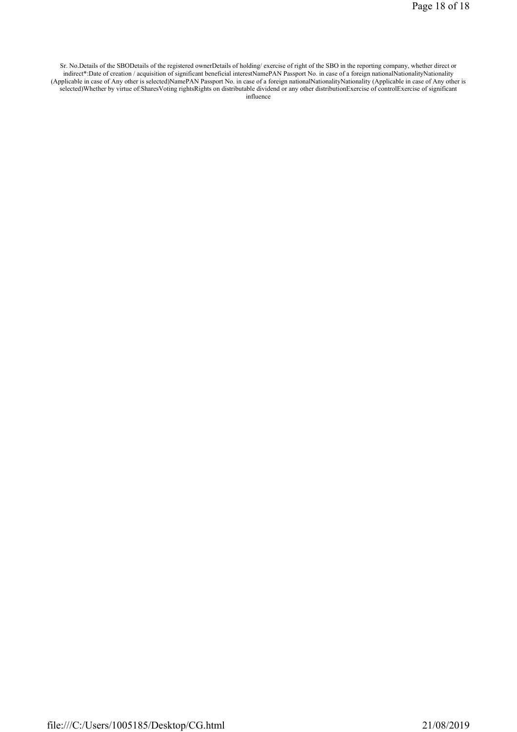Sr. No.Details of the SBODetails of the registered ownerDetails of holding/ exercise of right of the SBO in the reporting company, whether direct or indirect*:Date of creation / acquisition of significant beneficial interestNamePAN Passport No. in case of a foreign nationalNationalityNationality (Applicable in case of Any other is selected)NamePAN Passport No. in case of a foreign nationalNationalityNationality (Applicable in case of Any other is selected)Whether by virtue of:SharesVoting rightsRights on distributable dividend or any other distributionExercise of controlExercise of significant influence